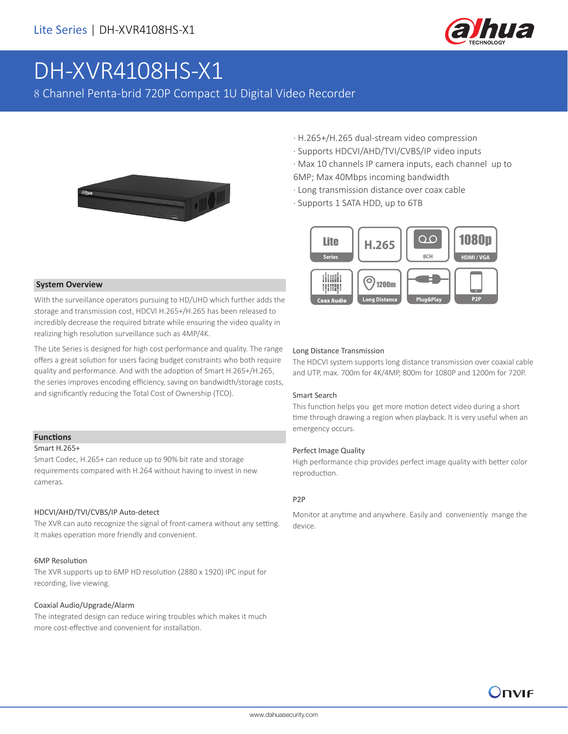# DH-XVR4108HS-X1

8 Channel Penta-brid 720P Compact 1U Digital Video Recorder

- H.265+/H.265 dual-stream video compression
- Supports HDCVI/AHD/TVI/CVBS/IP video inputs
- Max 10 channels IP camera inputs, each channel up to 6MP; Max 40Mbps incoming bandwidth
- Long transmission distance over coax cable
- Supports 1 SATA HDD, up to 6TB

## System Overview

With the surveillance operators pursuing to HD/UHD which further adds the storage and transmission cost, HDCVI H.265+/H.265 has been released to incredibly decrease the required bitrate while ensuring the video quality in realizing high resolution surveillance such as 4MP/4K.

The Lite Series is designed for high cost performance and quality. The range offers a great solution for users facing budget constraints who both require quality and performance. And with the adoption of Smart H.265+/H.265, the series improves encoding efficiency, saving on bandwidth/storage costs, and significantly reducing the Total Cost of Ownership (TCO).

## Functions

### Smart H.265+

Smart Codec, H.265+ can reduce up to 90% bit rate and storage requirements compared with H.264 without having to invest in new cameras.

### HDCVI/AHD/TVI/CVBS/IP Auto-detect

The XVR can auto recognize the signal of front-camera without any setting. It makes operation more friendly and convenient.

### 6MP Resolution

The XVR supports up to 6MP HD resolution (2880 x 1920) IPC input for recording, live viewing.

### Coaxial Audio/Upgrade/Alarm

The integrated design can reduce wiring troubles which makes it much more cost-effective and convenient for installation.

### Long Distance Transmission

The HDCVI system supports long distance transmission over coaxial cable and UTP, max. 700m for 4K/4MP, 800m for 1080P and 1200m for 720P.

### Smart Search

This function helps you get more motion detect video during a short time through drawing a region when playback. It is very useful when an emergency occurs.

### Perfect Image Quality

High performance chip provides perfect image quality with better color reproduction.

### P2P

Monitor at anytime and anywhere. Easily and conveniently mange the device.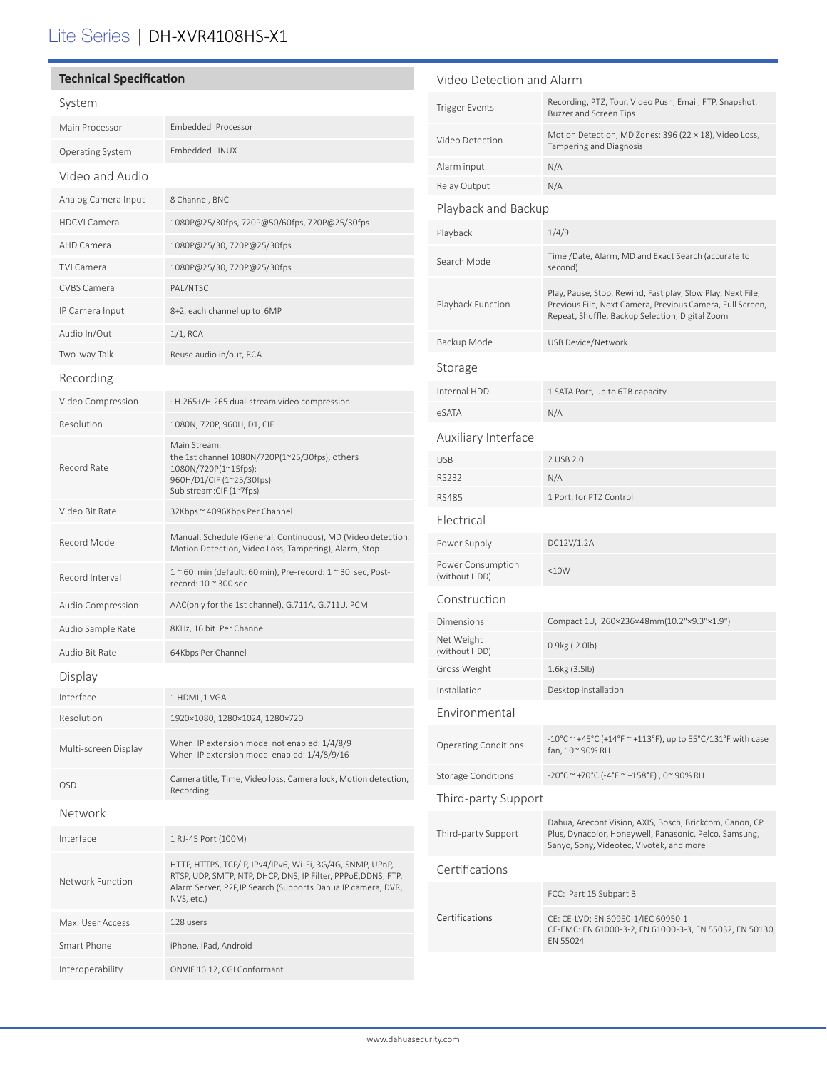# Lite Series | DH-XVR4108HS-X1

## Technical Specification

### System

| | |
|---|---|
| Main Processor | Embedded Processor |
| Operating System | Embedded LINUX |

### Video and Audio

| | |
|---|---|
| Analog Camera Input | 8 Channel, BNC |
| HDCVI Camera | 1080P@25/30fps, 720P@50/60fps, 720P@25/30fps |
| AHD Camera | 1080P@25/30, 720P@25/30fps |
| TVI Camera | 1080P@25/30, 720P@25/30fps |
| CVBS Camera | PAL/NTSC |
| IP Camera Input | 8+2, each channel up to 6MP |
| Audio In/Out | 1/1, RCA |
| Two-way Talk | Reuse audio in/out, RCA |

### Recording

| | |
|---|---|
| Video Compression | · H.265+/H.265 dual-stream video compression |
| Resolution | 1080N, 720P, 960H, D1, CIF |
| Record Rate | Main Stream:<br>the 1st channel 1080N/720P(1~25/30fps), others 1080N/720P(1~15fps);<br>960H/D1/CIF (1~25/30fps)<br>Sub stream:CIF (1~7fps) |
| Video Bit Rate | 32Kbps ~ 4096Kbps Per Channel |
| Record Mode | Manual, Schedule (General, Continuous), MD (Video detection: Motion Detection, Video Loss, Tampering), Alarm, Stop |
| Record Interval | 1 ~ 60 min (default: 60 min), Pre-record: 1 ~ 30 sec, Post-record: 10 ~ 300 sec |
| Audio Compression | AAC(only for the 1st channel), G.711A, G.711U, PCM |
| Audio Sample Rate | 8KHz, 16 bit Per Channel |
| Audio Bit Rate | 64Kbps Per Channel |

### Display

| | |
|---|---|
| Interface | 1 HDMI ,1 VGA |
| Resolution | 1920×1080, 1280×1024, 1280×720 |
| Multi-screen Display | When IP extension mode not enabled: 1/4/8/9<br>When IP extension mode enabled: 1/4/8/9/16 |
| OSD | Camera title, Time, Video loss, Camera lock, Motion detection, Recording |

### Network

| | |
|---|---|
| Interface | 1 RJ-45 Port (100M) |
| Network Function | HTTP, HTTPS, TCP/IP, IPv4/IPv6, Wi-Fi, 3G/4G, SNMP, UPnP, RTSP, UDP, SMTP, NTP, DHCP, DNS, IP Filter, PPPoE,DDNS, FTP, Alarm Server, P2P,IP Search (Supports Dahua IP camera, DVR, NVS, etc.) |
| Max. User Access | 128 users |
| Smart Phone | iPhone, iPad, Android |
| Interoperability | ONVIF 16.12, CGI Conformant |

### Video Detection and Alarm

| | |
|---|---|
| Trigger Events | Recording, PTZ, Tour, Video Push, Email, FTP, Snapshot, Buzzer and Screen Tips |
| Video Detection | Motion Detection, MD Zones: 396 (22 × 18), Video Loss, Tampering and Diagnosis |
| Alarm input | N/A |
| Relay Output | N/A |

### Playback and Backup

| | |
|---|---|
| Playback | 1/4/9 |
| Search Mode | Time /Date, Alarm, MD and Exact Search (accurate to second) |
| Playback Function | Play, Pause, Stop, Rewind, Fast play, Slow Play, Next File, Previous File, Next Camera, Previous Camera, Full Screen, Repeat, Shuffle, Backup Selection, Digital Zoom |
| Backup Mode | USB Device/Network |

### Storage

| | |
|---|---|
| Internal HDD | 1 SATA Port, up to 6TB capacity |
| eSATA | N/A |

### Auxiliary Interface

| | |
|---|---|
| USB | 2 USB 2.0 |
| RS232 | N/A |
| RS485 | 1 Port, for PTZ Control |

### Electrical

| | |
|---|---|
| Power Supply | DC12V/1.2A |
| Power Consumption (without HDD) | <10W |

### Construction

| | |
|---|---|
| Dimensions | Compact 1U, 260×236×48mm(10.2"×9.3"×1.9") |
| Net Weight (without HDD) | 0.9kg ( 2.0lb) |
| Gross Weight | 1.6kg (3.5lb) |
| Installation | Desktop installation |

### Environmental

| | |
|---|---|
| Operating Conditions | -10°C ~ +45°C (+14°F ~ +113°F), up to 55°C/131°F with case fan, 10~ 90% RH |
| Storage Conditions | -20°C ~ +70°C (-4°F ~ +158°F) , 0~ 90% RH |

### Third-party Support

| | |
|---|---|
| Third-party Support | Dahua, Arecont Vision, AXIS, Bosch, Brickcom, Canon, CP Plus, Dynacolor, Honeywell, Panasonic, Pelco, Samsung, Sanyo, Sony, Videotec, Vivotek, and more |

### Certifications

| | |
|---|---|
| Certifications | FCC: Part 15 Subpart B |
| | CE: CE-LVD: EN 60950-1/IEC 60950-1<br>CE-EMC: EN 61000-3-2, EN 61000-3-3, EN 55032, EN 50130, EN 55024 |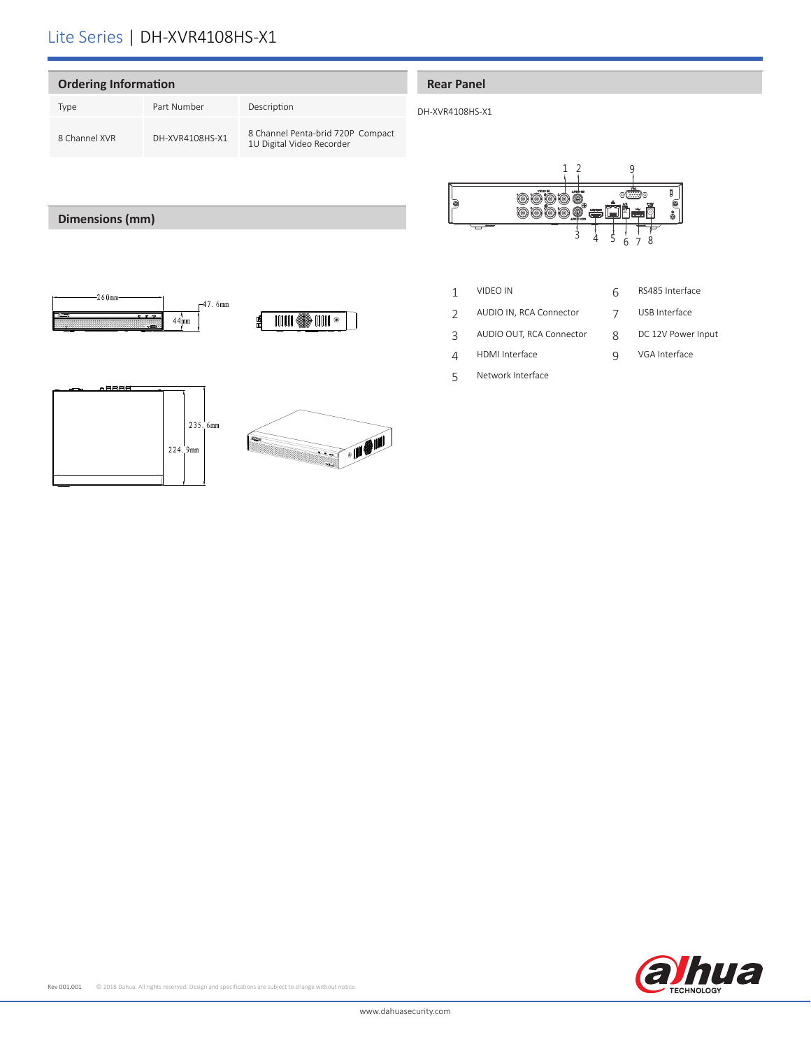## Ordering Information

| Type | Part Number | Description |
|---|---|---|
| 8 Channel XVR | DH-XVR4108HS-X1 | 8 Channel Penta-brid 720P Compact 1U Digital Video Recorder |

## Dimensions (mm)

260mm

47.6mm

44mm

235.6mm

224.9mm

## Rear Panel

DH-XVR4108HS-X1

| | | | |
|---|---|---|---|
| 1 | VIDEO IN | 6 | RS485 Interface |
| 2 | AUDIO IN, RCA Connector | 7 | USB Interface |
| 3 | AUDIO OUT, RCA Connector | 8 | DC 12V Power Input |
| 4 | HDMI Interface | 9 | VGA Interface |
| 5 | Network Interface | | |

Rev 001.001 © 2018 Dahua. All rights reserved. Design and specifications are subject to change without notice.

www.dahuasecurity.com